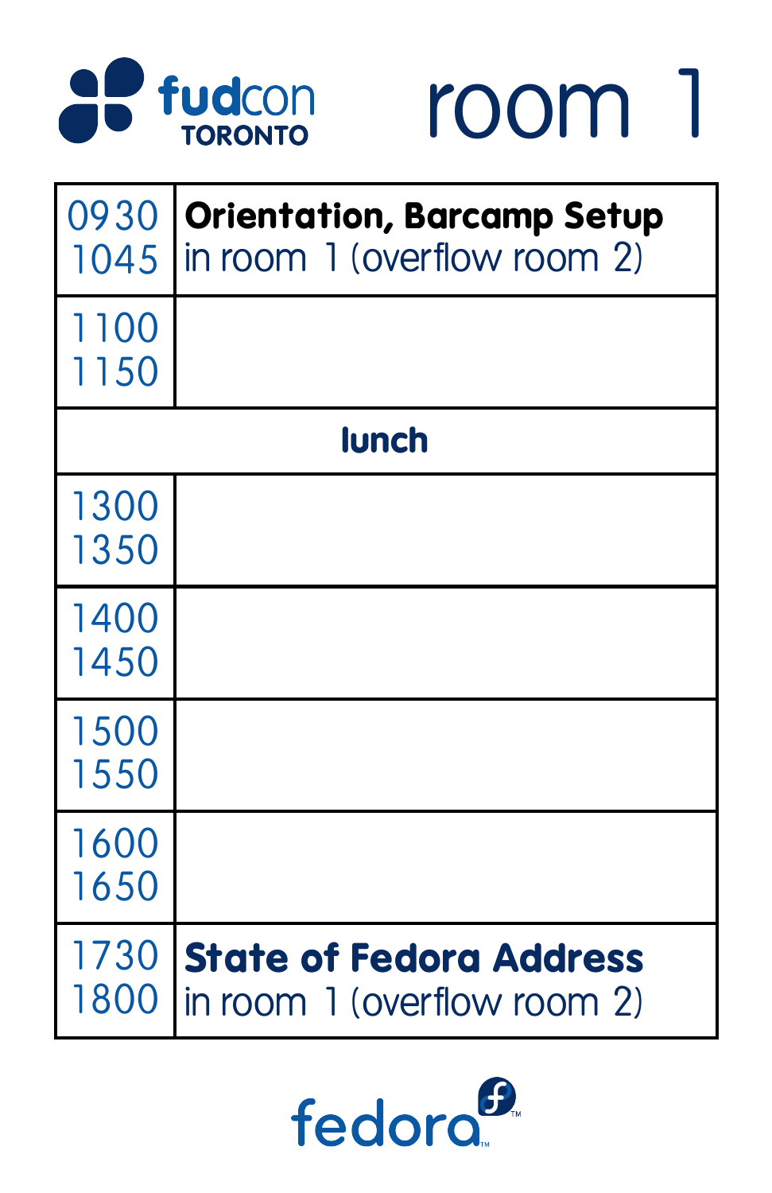# fudcon TORONTO — room 1

| Time | Session |
| --- | --- |
| 0930<br>1045 | **Orientation, Barcamp Setup**<br>in room 1 (overflow room 2) |
| 1100<br>1150 | |
| **lunch** | |
| 1300<br>1350 | |
| 1400<br>1450 | |
| 1500<br>1550 | |
| 1600<br>1650 | |
| 1730<br>1800 | **State of Fedora Address**<br>in room 1 (overflow room 2) |

fedora™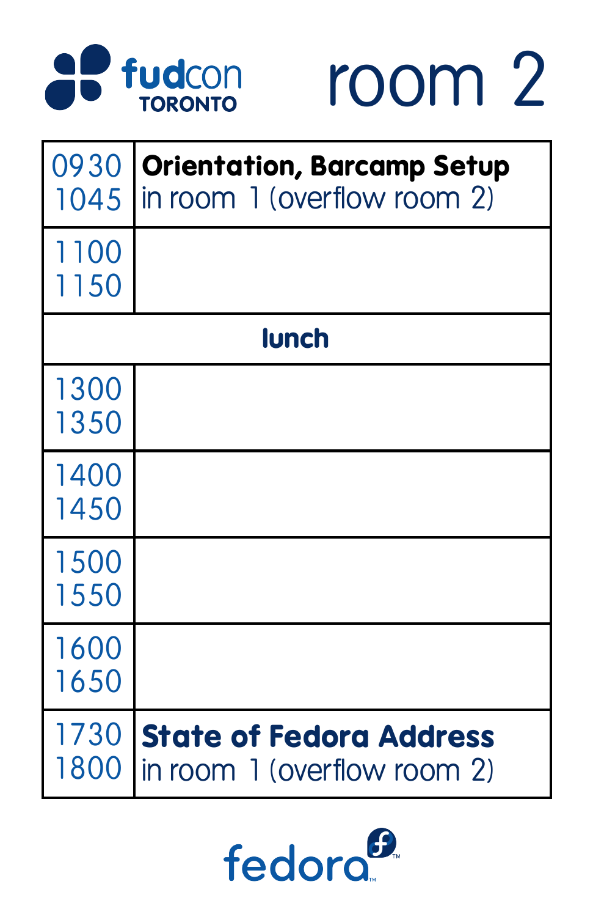fudcon TORONTO

# room 2

| Time | Session |
| --- | --- |
| 0930 1045 | **Orientation, Barcamp Setup** in room 1 (overflow room 2) |
| 1100 1150 | |
| **lunch** | |
| 1300 1350 | |
| 1400 1450 | |
| 1500 1550 | |
| 1600 1650 | |
| 1730 1800 | **State of Fedora Address** in room 1 (overflow room 2) |

fedora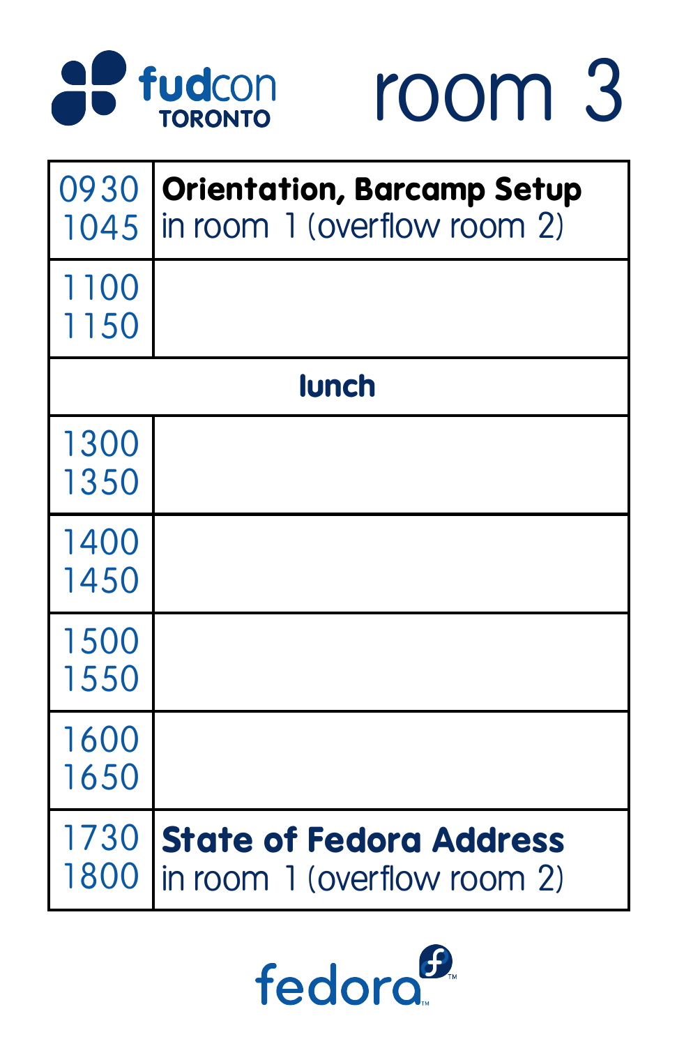fudcon TORONTO

# room 3

| Time | Session |
| --- | --- |
| 0930<br>1045 | **Orientation, Barcamp Setup**<br>in room 1 (overflow room 2) |
| 1100<br>1150 | |
| **lunch** | |
| 1300<br>1350 | |
| 1400<br>1450 | |
| 1500<br>1550 | |
| 1600<br>1650 | |
| 1730<br>1800 | **State of Fedora Address**<br>in room 1 (overflow room 2) |

fedora™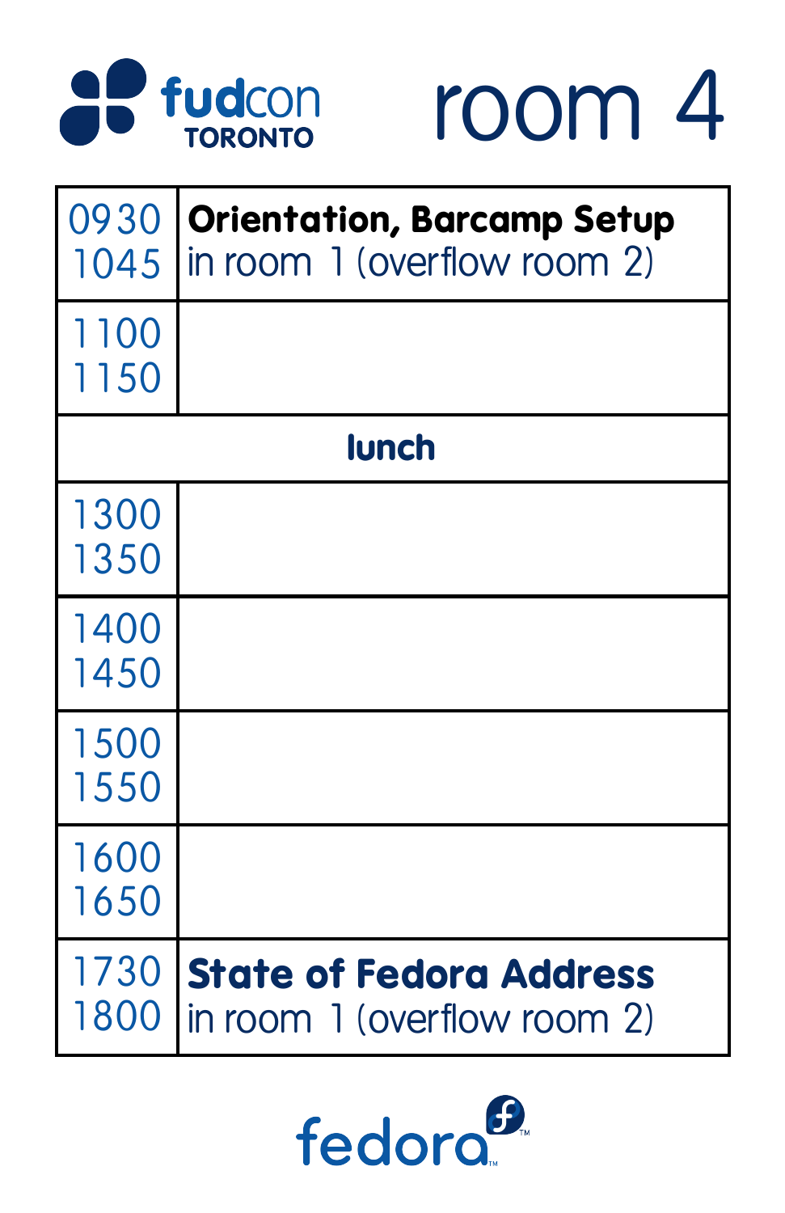fudcon TORONTO

# room 4

| Time | Session |
|---|---|
| 0930 1045 | **Orientation, Barcamp Setup** in room 1 (overflow room 2) |
| 1100 1150 | |
| **lunch** | |
| 1300 1350 | |
| 1400 1450 | |
| 1500 1550 | |
| 1600 1650 | |
| 1730 1800 | **State of Fedora Address** in room 1 (overflow room 2) |

fedora™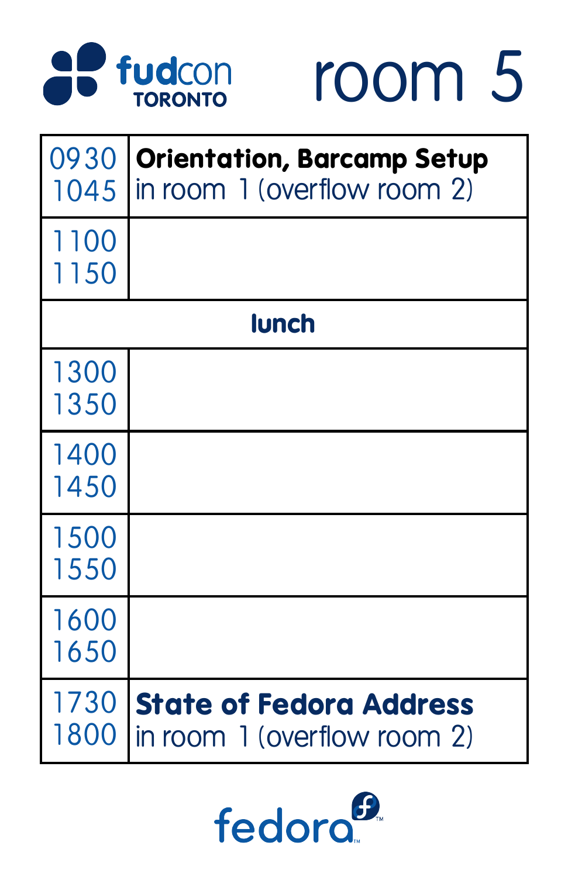fudcon TORONTO

# room 5

| Time | Session |
|---|---|
| 0930 1045 | **Orientation, Barcamp Setup** in room 1 (overflow room 2) |
| 1100 1150 | |
| **lunch** | |
| 1300 1350 | |
| 1400 1450 | |
| 1500 1550 | |
| 1600 1650 | |
| 1730 1800 | **State of Fedora Address** in room 1 (overflow room 2) |

fedora™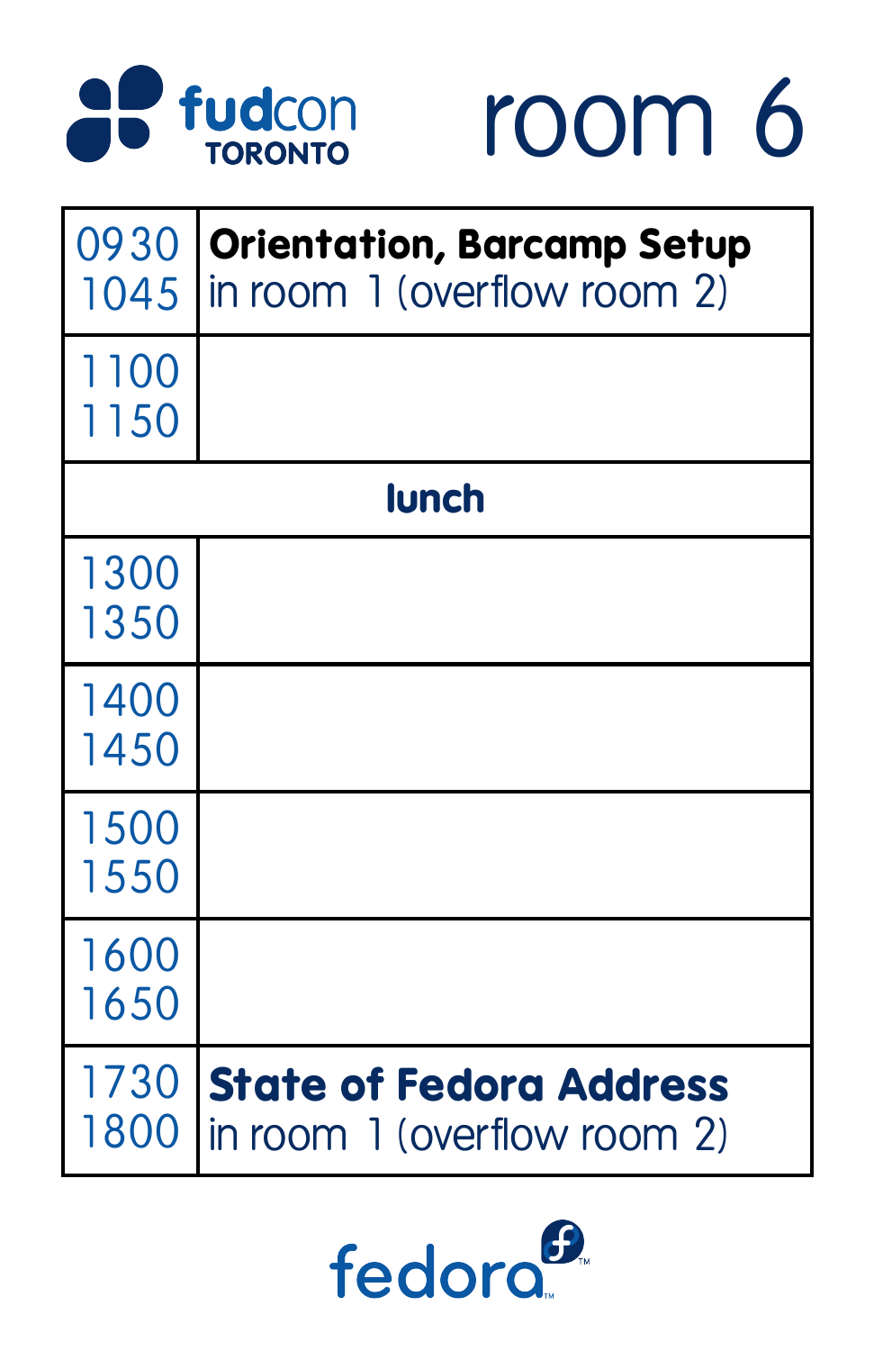# fudcon TORONTO — room 6

| Time | Session |
|---|---|
| 0930 1045 | **Orientation, Barcamp Setup** in room 1 (overflow room 2) |
| 1100 1150 | |
| **lunch** | |
| 1300 1350 | |
| 1400 1450 | |
| 1500 1550 | |
| 1600 1650 | |
| 1730 1800 | **State of Fedora Address** in room 1 (overflow room 2) |

fedora™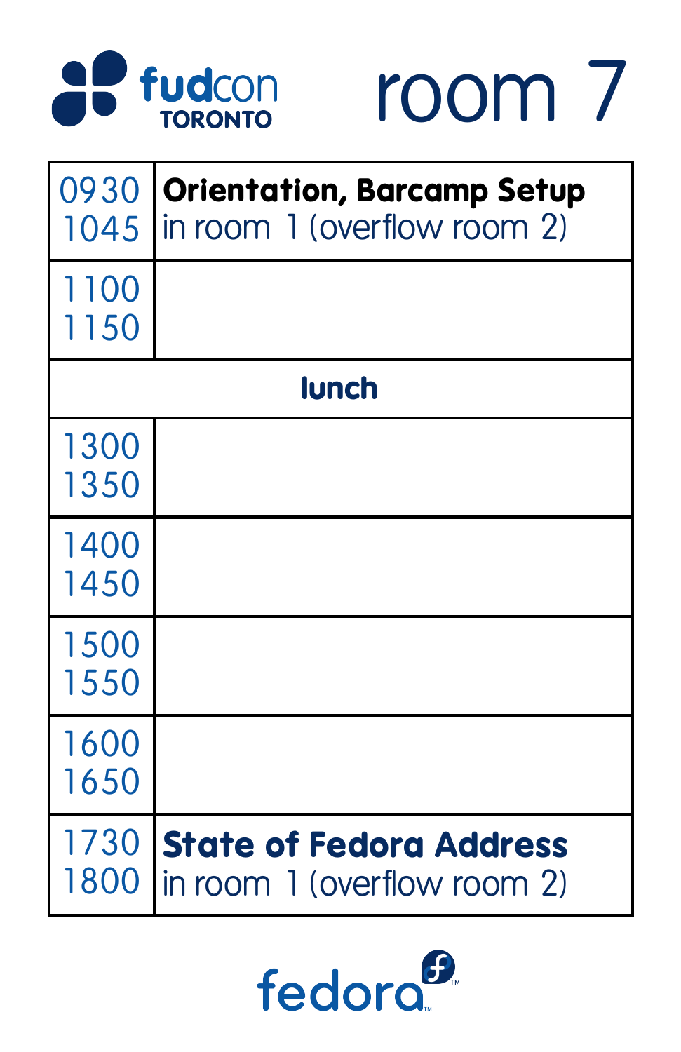fudcon TORONTO

# room 7

| | |
|---|---|
| 0930 1045 | **Orientation, Barcamp Setup** in room 1 (overflow room 2) |
| 1100 1150 | |
| **lunch** | |
| 1300 1350 | |
| 1400 1450 | |
| 1500 1550 | |
| 1600 1650 | |
| 1730 1800 | **State of Fedora Address** in room 1 (overflow room 2) |

fedora™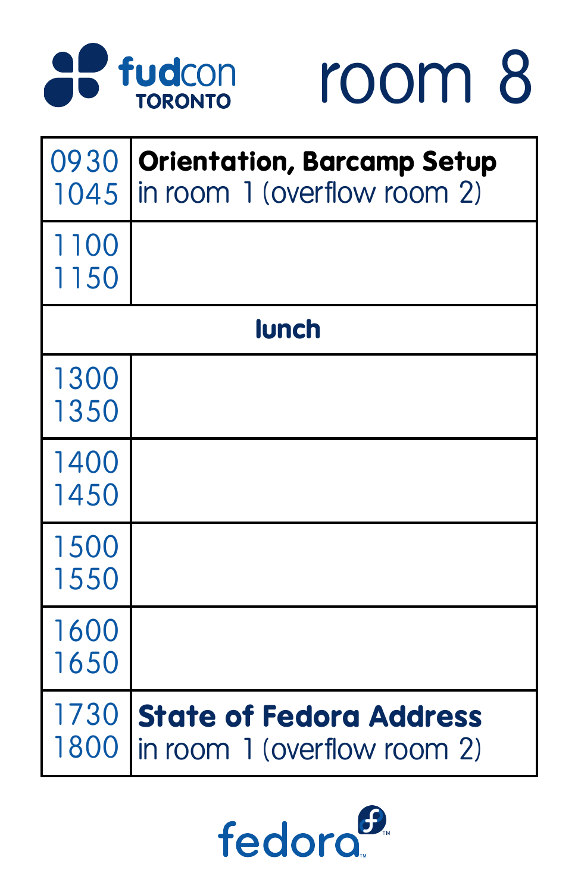fudcon TORONTO

# room 8

| | |
|---|---|
| 0930 1045 | **Orientation, Barcamp Setup** in room 1 (overflow room 2) |
| 1100 1150 | |
| **lunch** | |
| 1300 1350 | |
| 1400 1450 | |
| 1500 1550 | |
| 1600 1650 | |
| 1730 1800 | **State of Fedora Address** in room 1 (overflow room 2) |

fedora™